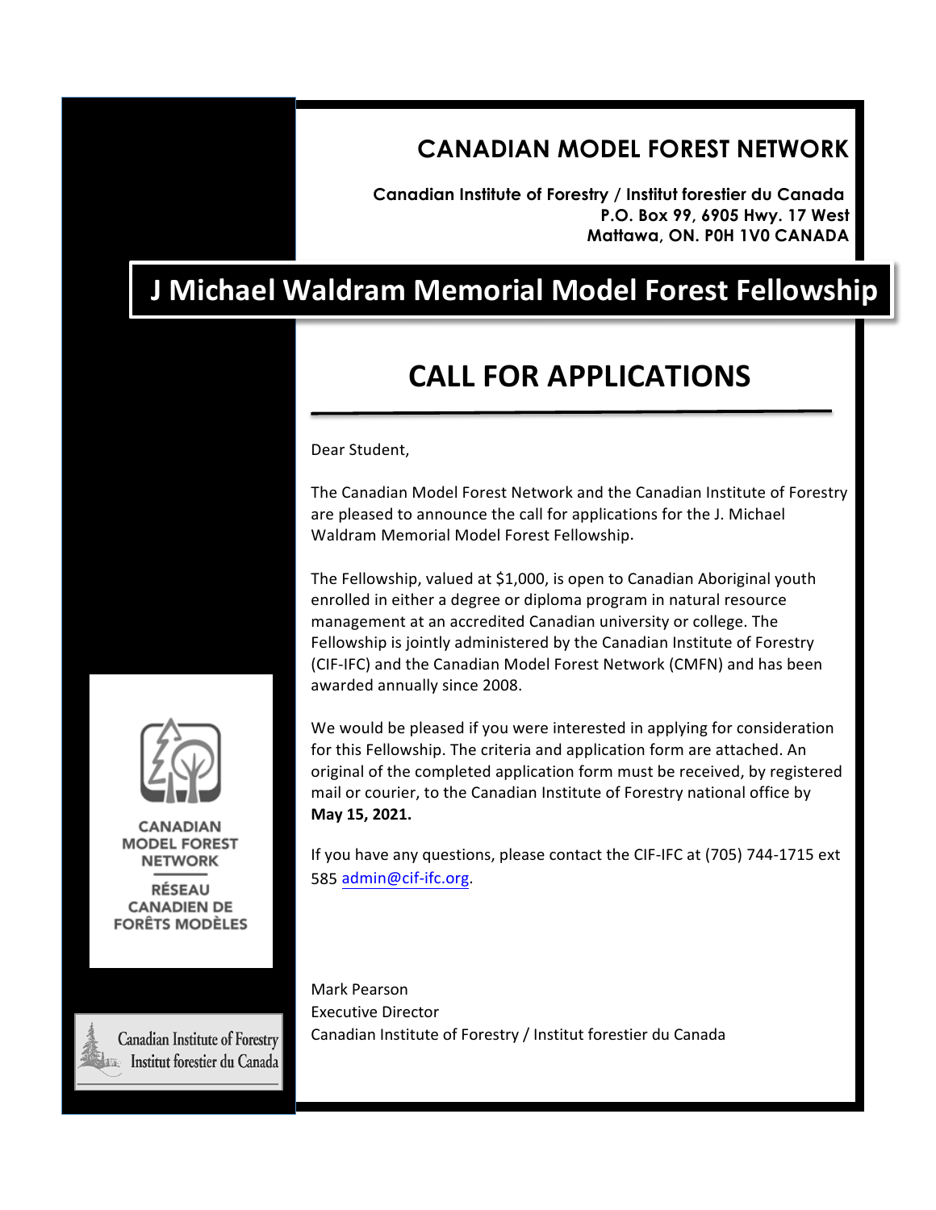# CANADIAN MODEL FOREST NETWORK

**Canadian Institute of Forestry / Institut forestier du Canada**
**P.O. Box 99, 6905 Hwy. 17 West**
**Mattawa, ON. P0H 1V0 CANADA**

# J Michael Waldram Memorial Model Forest Fellowship

## CALL FOR APPLICATIONS

Dear Student,

The Canadian Model Forest Network and the Canadian Institute of Forestry are pleased to announce the call for applications for the J. Michael Waldram Memorial Model Forest Fellowship.

The Fellowship, valued at $1,000, is open to Canadian Aboriginal youth enrolled in either a degree or diploma program in natural resource management at an accredited Canadian university or college. The Fellowship is jointly administered by the Canadian Institute of Forestry (CIF-IFC) and the Canadian Model Forest Network (CMFN) and has been awarded annually since 2008.

We would be pleased if you were interested in applying for consideration for this Fellowship. The criteria and application form are attached. An original of the completed application form must be received, by registered mail or courier, to the Canadian Institute of Forestry national office by **May 15, 2021.**

If you have any questions, please contact the CIF-IFC at (705) 744-1715 ext 585 admin@cif-ifc.org.

Mark Pearson
Executive Director
Canadian Institute of Forestry / Institut forestier du Canada

CANADIAN MODEL FOREST NETWORK
RÉSEAU CANADIEN DE FORÊTS MODÈLES

Canadian Institute of Forestry
Institut forestier du Canada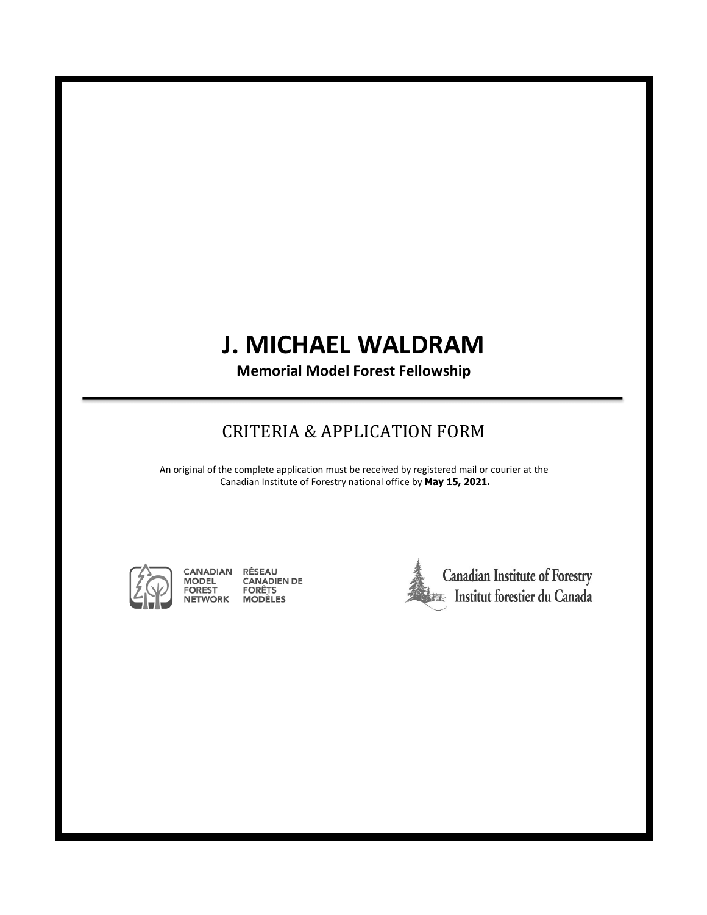# J. MICHAEL WALDRAM

**Memorial Model Forest Fellowship**

## CRITERIA & APPLICATION FORM

An original of the complete application must be received by registered mail or courier at the Canadian Institute of Forestry national office by **May 15, 2021.**

CANADIAN MODEL FOREST NETWORK — RÉSEAU CANADIEN DE FORÊTS MODÈLES

Canadian Institute of Forestry — Institut forestier du Canada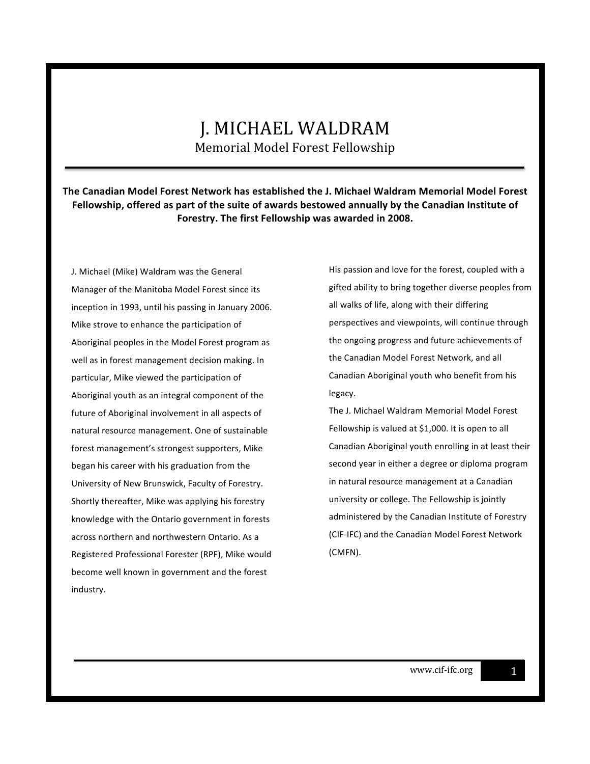# J. MICHAEL WALDRAM

## Memorial Model Forest Fellowship

**The Canadian Model Forest Network has established the J. Michael Waldram Memorial Model Forest Fellowship, offered as part of the suite of awards bestowed annually by the Canadian Institute of Forestry. The first Fellowship was awarded in 2008.**

J. Michael (Mike) Waldram was the General Manager of the Manitoba Model Forest since its inception in 1993, until his passing in January 2006. Mike strove to enhance the participation of Aboriginal peoples in the Model Forest program as well as in forest management decision making. In particular, Mike viewed the participation of Aboriginal youth as an integral component of the future of Aboriginal involvement in all aspects of natural resource management. One of sustainable forest management's strongest supporters, Mike began his career with his graduation from the University of New Brunswick, Faculty of Forestry. Shortly thereafter, Mike was applying his forestry knowledge with the Ontario government in forests across northern and northwestern Ontario. As a Registered Professional Forester (RPF), Mike would become well known in government and the forest industry.

His passion and love for the forest, coupled with a gifted ability to bring together diverse peoples from all walks of life, along with their differing perspectives and viewpoints, will continue through the ongoing progress and future achievements of the Canadian Model Forest Network, and all Canadian Aboriginal youth who benefit from his legacy.

The J. Michael Waldram Memorial Model Forest Fellowship is valued at $1,000. It is open to all Canadian Aboriginal youth enrolling in at least their second year in either a degree or diploma program in natural resource management at a Canadian university or college. The Fellowship is jointly administered by the Canadian Institute of Forestry (CIF-IFC) and the Canadian Model Forest Network (CMFN).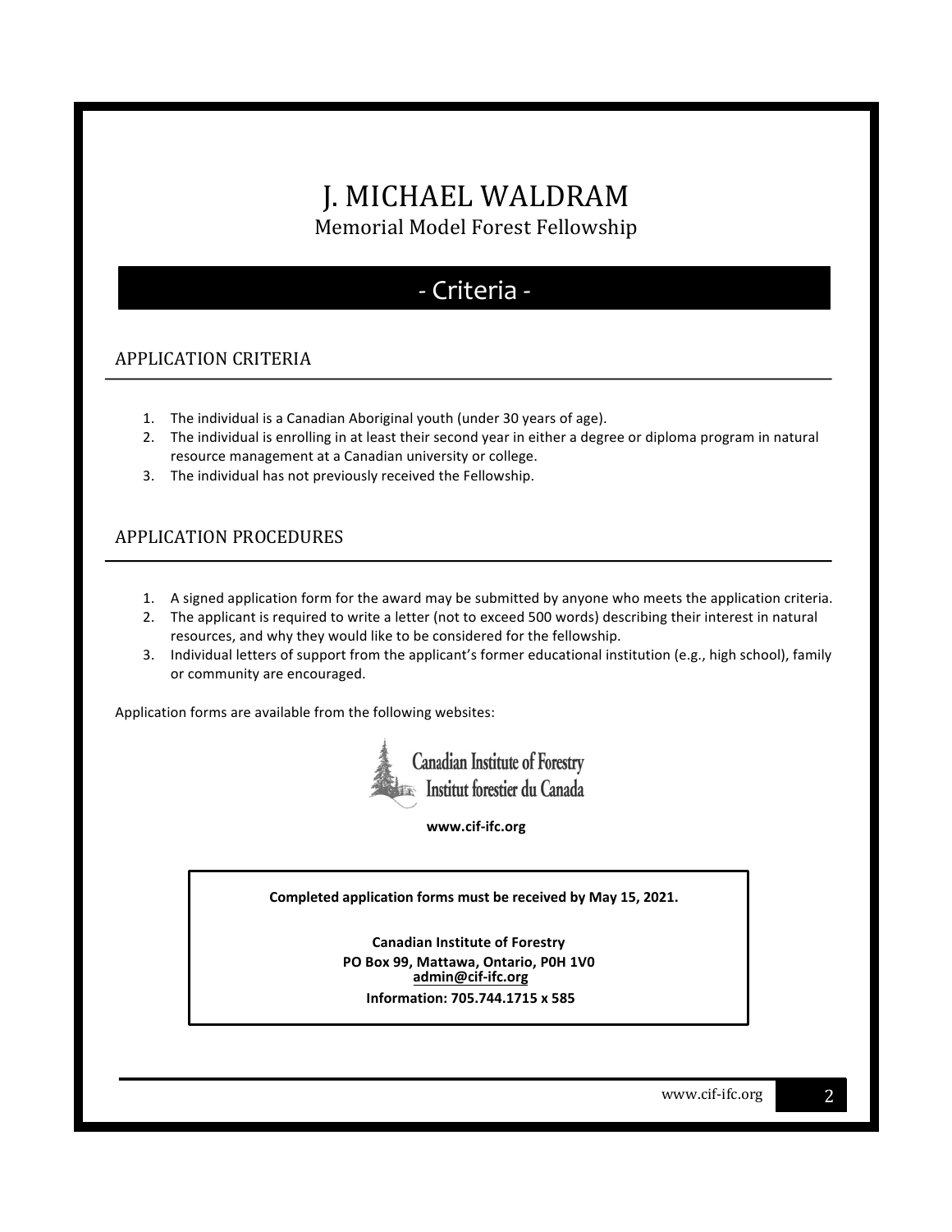# J. MICHAEL WALDRAM

Memorial Model Forest Fellowship

## - Criteria -

### APPLICATION CRITERIA

1. The individual is a Canadian Aboriginal youth (under 30 years of age).
2. The individual is enrolling in at least their second year in either a degree or diploma program in natural resource management at a Canadian university or college.
3. The individual has not previously received the Fellowship.

### APPLICATION PROCEDURES

1. A signed application form for the award may be submitted by anyone who meets the application criteria.
2. The applicant is required to write a letter (not to exceed 500 words) describing their interest in natural resources, and why they would like to be considered for the fellowship.
3. Individual letters of support from the applicant's former educational institution (e.g., high school), family or community are encouraged.

Application forms are available from the following websites:

Canadian Institute of Forestry
Institut forestier du Canada

**www.cif-ifc.org**

**Completed application forms must be received by May 15, 2021.**

**Canadian Institute of Forestry**
**PO Box 99, Mattawa, Ontario, P0H 1V0**
**admin@cif-ifc.org**
**Information: 705.744.1715 x 585**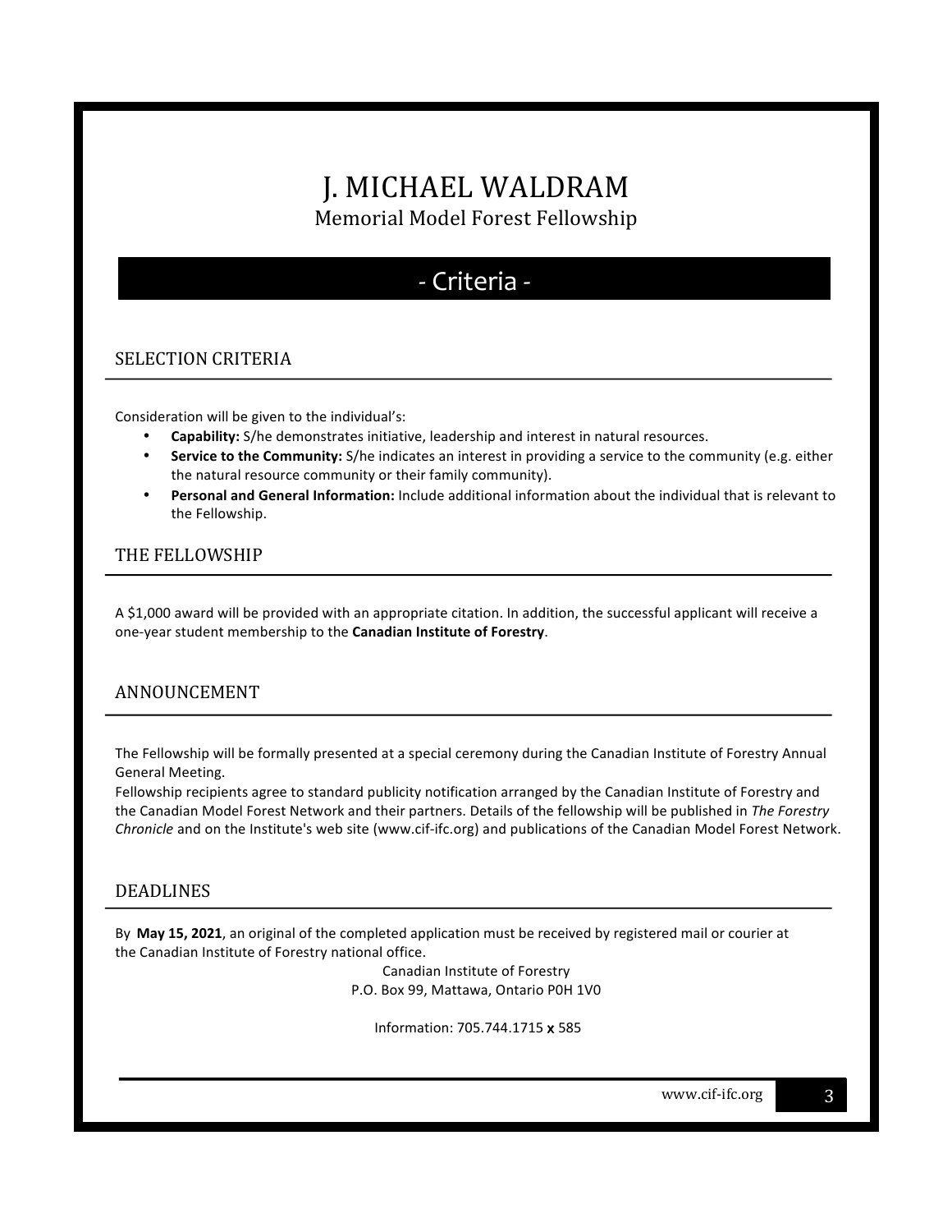# J. MICHAEL WALDRAM

Memorial Model Forest Fellowship

## - Criteria -

### SELECTION CRITERIA

Consideration will be given to the individual's:

- **Capability:** S/he demonstrates initiative, leadership and interest in natural resources.
- **Service to the Community:** S/he indicates an interest in providing a service to the community (e.g. either the natural resource community or their family community).
- **Personal and General Information:** Include additional information about the individual that is relevant to the Fellowship.

### THE FELLOWSHIP

A $1,000 award will be provided with an appropriate citation. In addition, the successful applicant will receive a one-year student membership to the **Canadian Institute of Forestry**.

### ANNOUNCEMENT

The Fellowship will be formally presented at a special ceremony during the Canadian Institute of Forestry Annual General Meeting.

Fellowship recipients agree to standard publicity notification arranged by the Canadian Institute of Forestry and the Canadian Model Forest Network and their partners. Details of the fellowship will be published in *The Forestry Chronicle* and on the Institute's web site (www.cif-ifc.org) and publications of the Canadian Model Forest Network.

### DEADLINES

By **May 15, 2021**, an original of the completed application must be received by registered mail or courier at the Canadian Institute of Forestry national office.

Canadian Institute of Forestry
P.O. Box 99, Mattawa, Ontario P0H 1V0

Information: 705.744.1715 **x** 585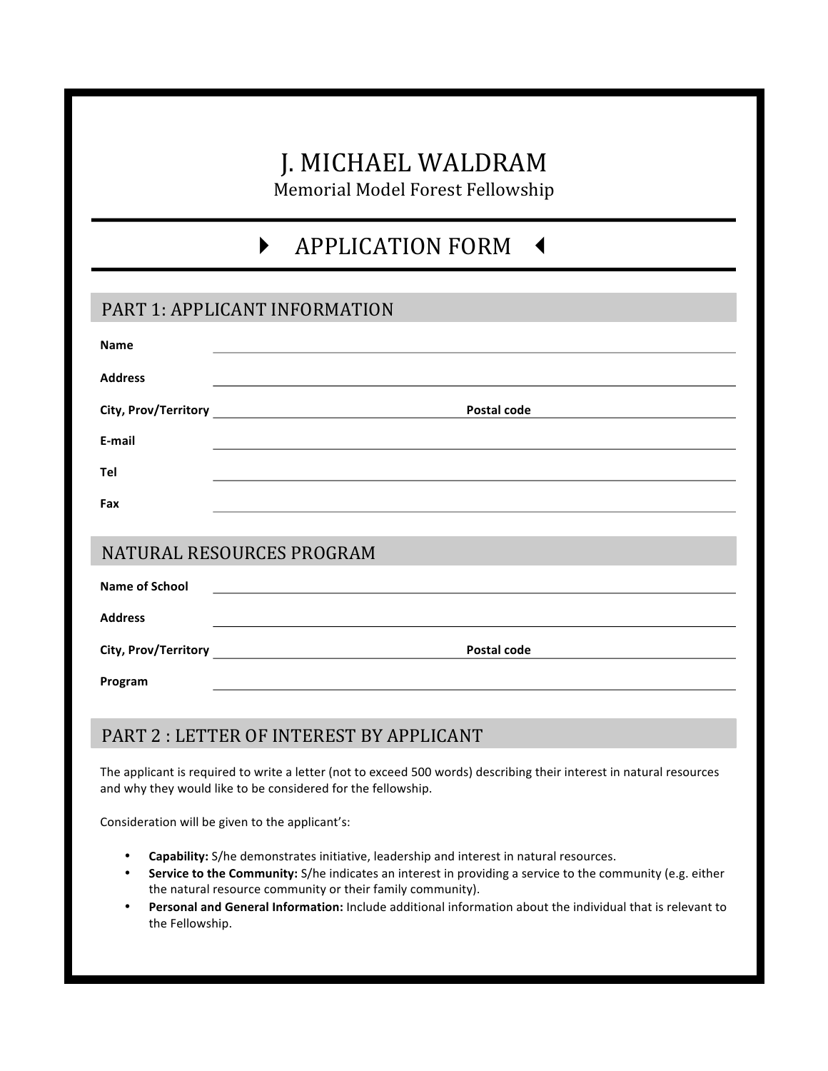# J. MICHAEL WALDRAM

Memorial Model Forest Fellowship

## ▸ APPLICATION FORM ◂

## PART 1: APPLICANT INFORMATION

**Name** ______________________________

**Address** ______________________________

**City, Prov/Territory** ______________________ **Postal code** ______________________

**E-mail** ______________________________

**Tel** ______________________________

**Fax** ______________________________

## NATURAL RESOURCES PROGRAM

**Name of School** ______________________________

**Address** ______________________________

**City, Prov/Territory** ______________________ **Postal code** ______________________

**Program** ______________________________

## PART 2 : LETTER OF INTEREST BY APPLICANT

The applicant is required to write a letter (not to exceed 500 words) describing their interest in natural resources and why they would like to be considered for the fellowship.

Consideration will be given to the applicant's:

- **Capability:** S/he demonstrates initiative, leadership and interest in natural resources.
- **Service to the Community:** S/he indicates an interest in providing a service to the community (e.g. either the natural resource community or their family community).
- **Personal and General Information:** Include additional information about the individual that is relevant to the Fellowship.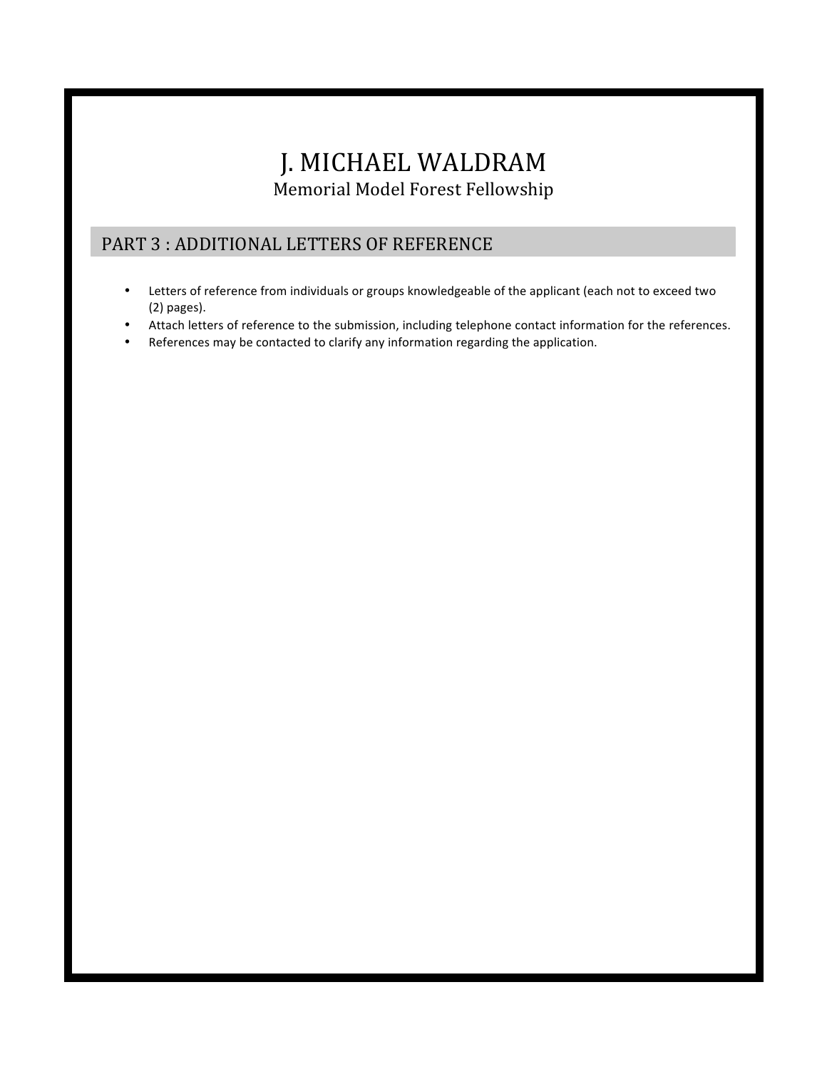# J. MICHAEL WALDRAM

Memorial Model Forest Fellowship

## PART 3 : ADDITIONAL LETTERS OF REFERENCE

- Letters of reference from individuals or groups knowledgeable of the applicant (each not to exceed two (2) pages).
- Attach letters of reference to the submission, including telephone contact information for the references.
- References may be contacted to clarify any information regarding the application.